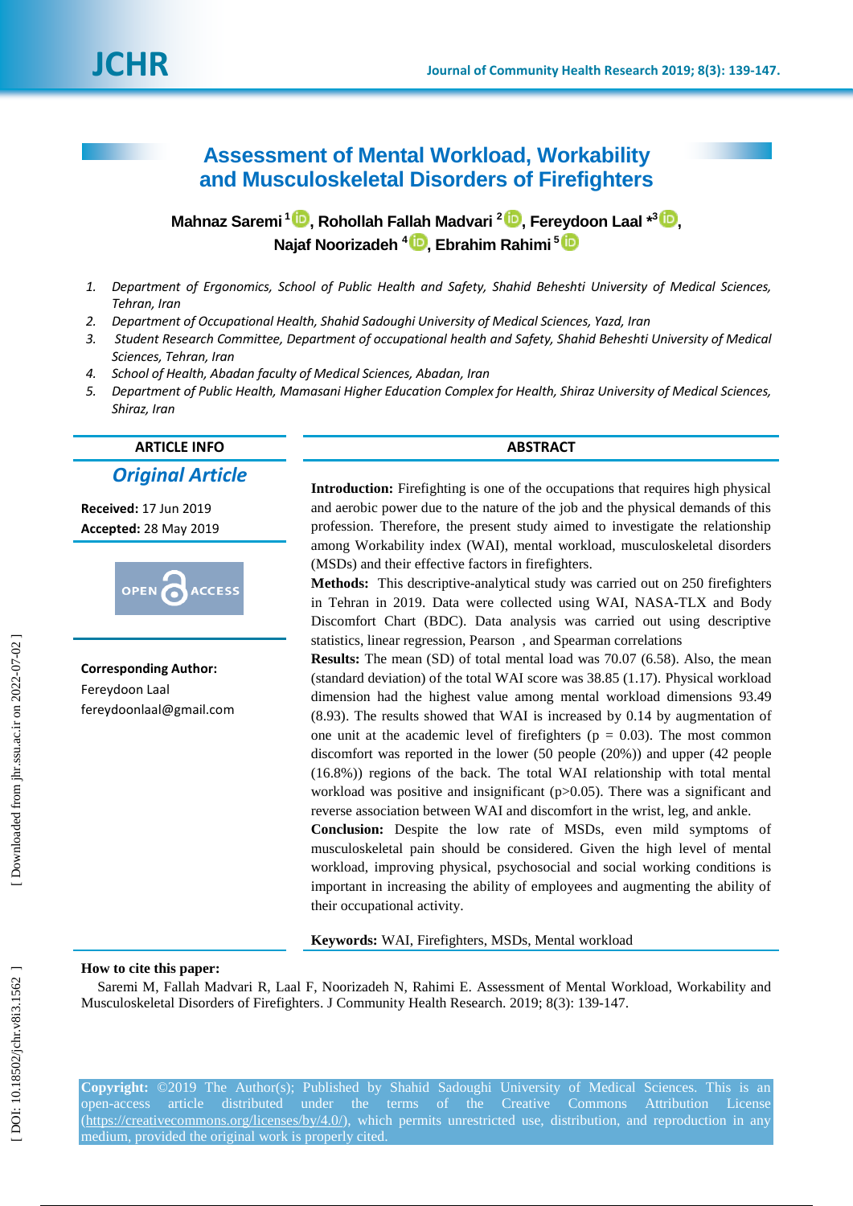# Assessment of Mental Workload, Workability and Musculoskeletal Disorders of Firefighters

**Mahnaz Saremi [1], Rohollah Fallah Madvari [2], Fereydoon Laal *[3], Najaf Noorizadeh [4], Ebrahim Rahimi [5]**

1. *Department of Ergonomics, School of Public Health and Safety, Shahid Beheshti University of Medical Sciences, Tehran, Iran*
2. *Department of Occupational Health, Shahid Sadoughi University of Medical Sciences, Yazd, Iran*
3. *Student Research Committee, Department of occupational health and Safety, Shahid Beheshti University of Medical Sciences, Tehran, Iran*
4. *School of Health, Abadan faculty of Medical Sciences, Abadan, Iran*
5. *Department of Public Health, Mamasani Higher Education Complex for Health, Shiraz University of Medical Sciences, Shiraz, Iran*

**ARTICLE INFO**

***Original Article***

**Received:** 17 Jun 2019

**Accepted:** 28 May 2019

OPEN ACCESS

**Corresponding Author:**

Fereydoon Laal

fereydoonlaal@gmail.com

**ABSTRACT**

**Introduction:** Firefighting is one of the occupations that requires high physical and aerobic power due to the nature of the job and the physical demands of this profession. Therefore, the present study aimed to investigate the relationship among Workability index (WAI), mental workload, musculoskeletal disorders (MSDs) and their effective factors in firefighters.

**Methods:** This descriptive-analytical study was carried out on 250 firefighters in Tehran in 2019. Data were collected using WAI, NASA-TLX and Body Discomfort Chart (BDC). Data analysis was carried out using descriptive statistics, linear regression, Pearson , and Spearman correlations

**Results:** The mean (SD) of total mental load was 70.07 (6.58). Also, the mean (standard deviation) of the total WAI score was 38.85 (1.17). Physical workload dimension had the highest value among mental workload dimensions 93.49 (8.93). The results showed that WAI is increased by 0.14 by augmentation of one unit at the academic level of firefighters ($p = 0.03$). The most common discomfort was reported in the lower (50 people (20%)) and upper (42 people (16.8%)) regions of the back. The total WAI relationship with total mental workload was positive and insignificant ($p>0.05$). There was a significant and reverse association between WAI and discomfort in the wrist, leg, and ankle.

**Conclusion:** Despite the low rate of MSDs, even mild symptoms of musculoskeletal pain should be considered. Given the high level of mental workload, improving physical, psychosocial and social working conditions is important in increasing the ability of employees and augmenting the ability of their occupational activity.

**Keywords:** WAI, Firefighters, MSDs, Mental workload

**How to cite this paper:**

Saremi M, Fallah Madvari R, Laal F, Noorizadeh N, Rahimi E. Assessment of Mental Workload, Workability and Musculoskeletal Disorders of Firefighters. J Community Health Research. 2019; 8(3): 139-147.

**Copyright:** ©2019 The Author(s); Published by Shahid Sadoughi University of Medical Sciences. This is an open-access article distributed under the terms of the Creative Commons Attribution License (https://creativecommons.org/licenses/by/4.0/), which permits unrestricted use, distribution, and reproduction in any medium, provided the original work is properly cited.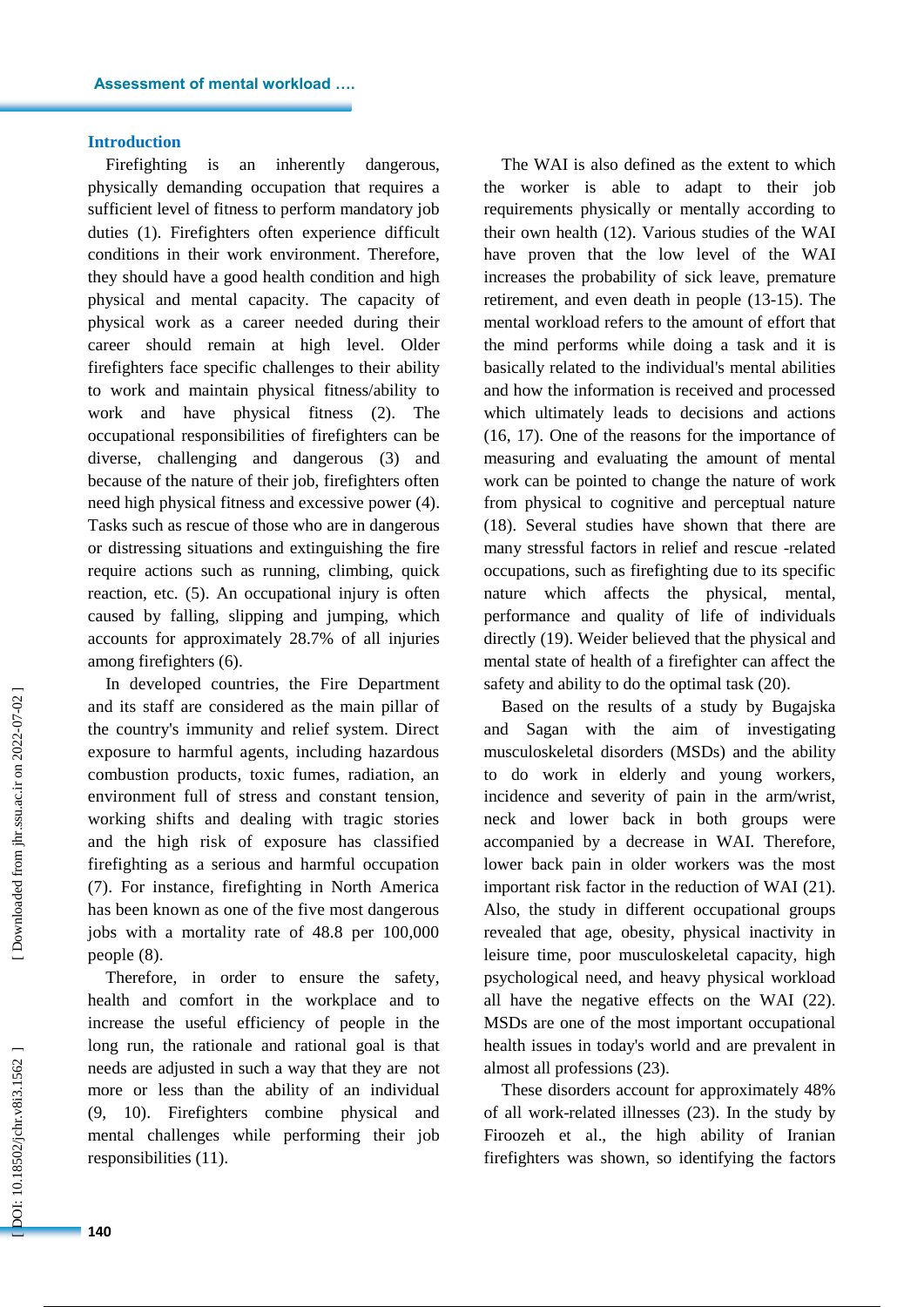## Introduction

Firefighting is an inherently dangerous, physically demanding occupation that requires a sufficient level of fitness to perform mandatory job duties (1). Firefighters often experience difficult conditions in their work environment. Therefore, they should have a good health condition and high physical and mental capacity. The capacity of physical work as a career needed during their career should remain at high level. Older firefighters face specific challenges to their ability to work and maintain physical fitness/ability to work and have physical fitness (2). The occupational responsibilities of firefighters can be diverse, challenging and dangerous (3) and because of the nature of their job, firefighters often need high physical fitness and excessive power (4). Tasks such as rescue of those who are in dangerous or distressing situations and extinguishing the fire require actions such as running, climbing, quick reaction, etc. (5). An occupational injury is often caused by falling, slipping and jumping, which accounts for approximately 28.7% of all injuries among firefighters (6).

In developed countries, the Fire Department and its staff are considered as the main pillar of the country's immunity and relief system. Direct exposure to harmful agents, including hazardous combustion products, toxic fumes, radiation, an environment full of stress and constant tension, working shifts and dealing with tragic stories and the high risk of exposure has classified firefighting as a serious and harmful occupation (7). For instance, firefighting in North America has been known as one of the five most dangerous jobs with a mortality rate of 48.8 per 100,000 people (8).

Therefore, in order to ensure the safety, health and comfort in the workplace and to increase the useful efficiency of people in the long run, the rationale and rational goal is that needs are adjusted in such a way that they are not more or less than the ability of an individual (9, 10). Firefighters combine physical and mental challenges while performing their job responsibilities (11).

The WAI is also defined as the extent to which the worker is able to adapt to their job requirements physically or mentally according to their own health (12). Various studies of the WAI have proven that the low level of the WAI increases the probability of sick leave, premature retirement, and even death in people (13-15). The mental workload refers to the amount of effort that the mind performs while doing a task and it is basically related to the individual's mental abilities and how the information is received and processed which ultimately leads to decisions and actions (16, 17). One of the reasons for the importance of measuring and evaluating the amount of mental work can be pointed to change the nature of work from physical to cognitive and perceptual nature (18). Several studies have shown that there are many stressful factors in relief and rescue -related occupations, such as firefighting due to its specific nature which affects the physical, mental, performance and quality of life of individuals directly (19). Weider believed that the physical and mental state of health of a firefighter can affect the safety and ability to do the optimal task (20).

Based on the results of a study by Bugajska and Sagan with the aim of investigating musculoskeletal disorders (MSDs) and the ability to do work in elderly and young workers, incidence and severity of pain in the arm/wrist, neck and lower back in both groups were accompanied by a decrease in WAI. Therefore, lower back pain in older workers was the most important risk factor in the reduction of WAI (21). Also, the study in different occupational groups revealed that age, obesity, physical inactivity in leisure time, poor musculoskeletal capacity, high psychological need, and heavy physical workload all have the negative effects on the WAI (22). MSDs are one of the most important occupational health issues in today's world and are prevalent in almost all professions (23).

These disorders account for approximately 48% of all work-related illnesses (23). In the study by Firoozeh et al., the high ability of Iranian firefighters was shown, so identifying the factors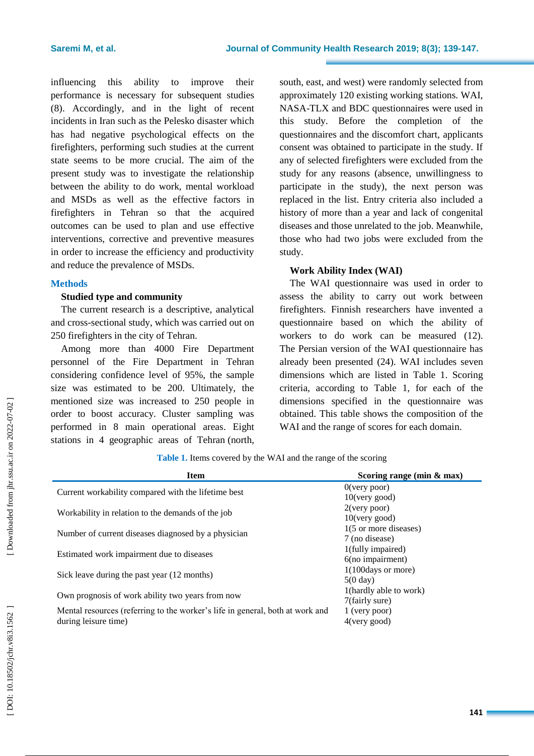influencing this ability to improve their performance is necessary for subsequent studies (8). Accordingly, and in the light of recent incidents in Iran such as the Pelesko disaster which has had negative psychological effects on the firefighters, performing such studies at the current state seems to be more crucial. The aim of the present study was to investigate the relationship between the ability to do work, mental workload and MSDs as well as the effective factors in firefighters in Tehran so that the acquired outcomes can be used to plan and use effective interventions, corrective and preventive measures in order to increase the efficiency and productivity and reduce the prevalence of MSDs.

## Methods

### Studied type and community

The current research is a descriptive, analytical and cross-sectional study, which was carried out on 250 firefighters in the city of Tehran.

Among more than 4000 Fire Department personnel of the Fire Department in Tehran considering confidence level of 95%, the sample size was estimated to be 200. Ultimately, the mentioned size was increased to 250 people in order to boost accuracy. Cluster sampling was performed in 8 main operational areas. Eight stations in 4 geographic areas of Tehran (north, south, east, and west) were randomly selected from approximately 120 existing working stations. WAI, NASA-TLX and BDC questionnaires were used in this study. Before the completion of the questionnaires and the discomfort chart, applicants consent was obtained to participate in the study. If any of selected firefighters were excluded from the study for any reasons (absence, unwillingness to participate in the study), the next person was replaced in the list. Entry criteria also included a history of more than a year and lack of congenital diseases and those unrelated to the job. Meanwhile, those who had two jobs were excluded from the study.

### Work Ability Index (WAI)

The WAI questionnaire was used in order to assess the ability to carry out work between firefighters. Finnish researchers have invented a questionnaire based on which the ability of workers to do work can be measured (12). The Persian version of the WAI questionnaire has already been presented (24). WAI includes seven dimensions which are listed in Table 1. Scoring criteria, according to Table 1, for each of the dimensions specified in the questionnaire was obtained. This table shows the composition of the WAI and the range of scores for each domain.

**Table 1.** Items covered by the WAI and the range of the scoring

| Item | Scoring range (min & max) |
|---|---|
| Current workability compared with the lifetime best | 0(very poor)<br>10(very good) |
| Workability in relation to the demands of the job | 2(very poor)<br>10(very good) |
| Number of current diseases diagnosed by a physician | 1(5 or more diseases)<br>7 (no disease) |
| Estimated work impairment due to diseases | 1(fully impaired)<br>6(no impairment) |
| Sick leave during the past year (12 months) | 1(100days or more)<br>5(0 day) |
| Own prognosis of work ability two years from now | 1(hardly able to work)<br>7(fairly sure) |
| Mental resources (referring to the worker's life in general, both at work and during leisure time) | 1 (very poor)<br>4(very good) |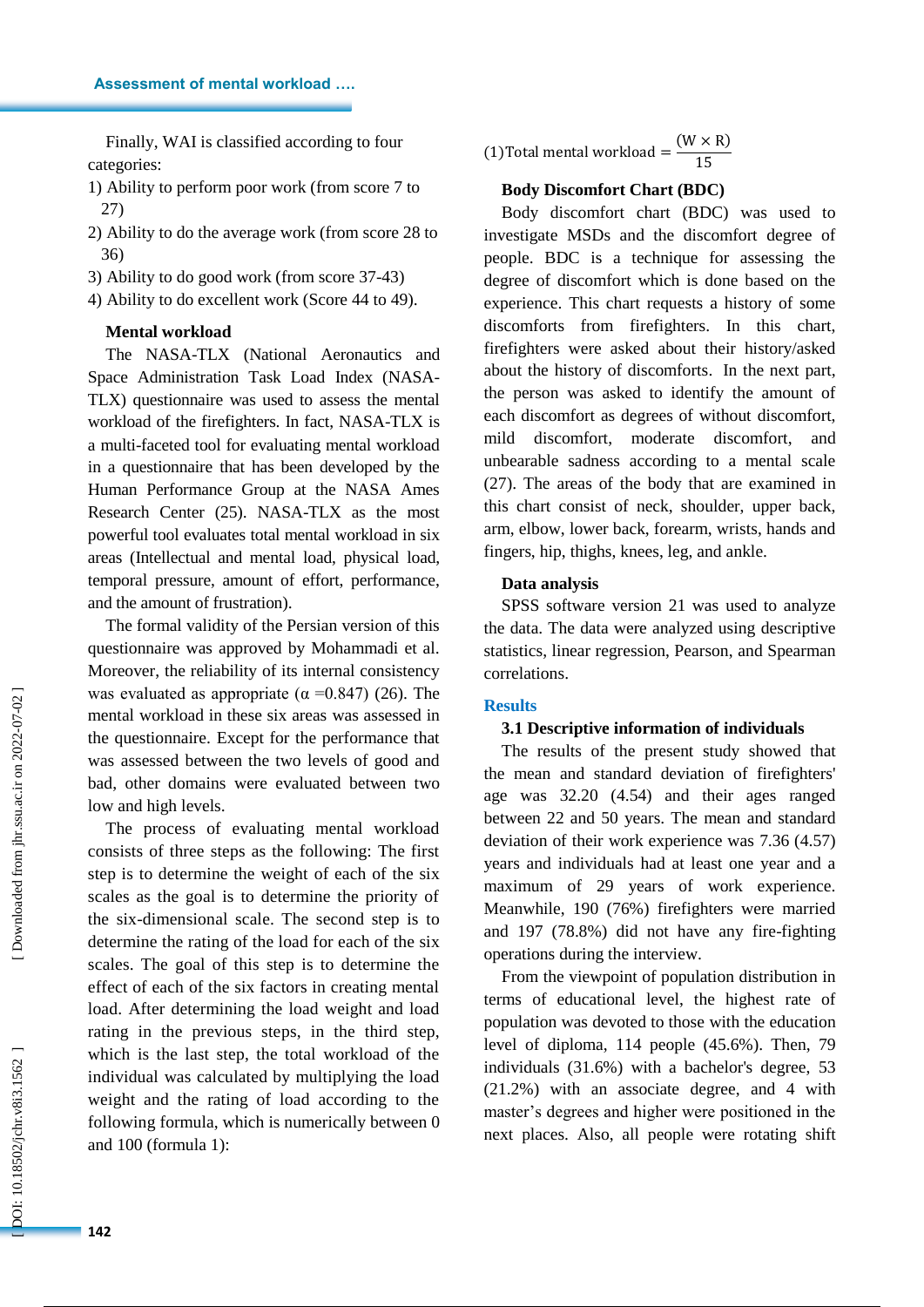Finally, WAI is classified according to four categories:

1) Ability to perform poor work (from score 7 to 27)
2) Ability to do the average work (from score 28 to 36)
3) Ability to do good work (from score 37-43)
4) Ability to do excellent work (Score 44 to 49).

**Mental workload**

The NASA-TLX (National Aeronautics and Space Administration Task Load Index (NASA-TLX) questionnaire was used to assess the mental workload of the firefighters. In fact, NASA-TLX is a multi-faceted tool for evaluating mental workload in a questionnaire that has been developed by the Human Performance Group at the NASA Ames Research Center (25). NASA-TLX as the most powerful tool evaluates total mental workload in six areas (Intellectual and mental load, physical load, temporal pressure, amount of effort, performance, and the amount of frustration).

The formal validity of the Persian version of this questionnaire was approved by Mohammadi et al. Moreover, the reliability of its internal consistency was evaluated as appropriate ($\alpha$ =0.847) (26). The mental workload in these six areas was assessed in the questionnaire. Except for the performance that was assessed between the two levels of good and bad, other domains were evaluated between two low and high levels.

The process of evaluating mental workload consists of three steps as the following: The first step is to determine the weight of each of the six scales as the goal is to determine the priority of the six-dimensional scale. The second step is to determine the rating of the load for each of the six scales. The goal of this step is to determine the effect of each of the six factors in creating mental load. After determining the load weight and load rating in the previous steps, in the third step, which is the last step, the total workload of the individual was calculated by multiplying the load weight and the rating of load according to the following formula, which is numerically between 0 and 100 (formula 1):

$$(1)\text{Total mental workload} = \frac{(W \times R)}{15}$$

**Body Discomfort Chart (BDC)**

Body discomfort chart (BDC) was used to investigate MSDs and the discomfort degree of people. BDC is a technique for assessing the degree of discomfort which is done based on the experience. This chart requests a history of some discomforts from firefighters. In this chart, firefighters were asked about their history/asked about the history of discomforts. In the next part, the person was asked to identify the amount of each discomfort as degrees of without discomfort, mild discomfort, moderate discomfort, and unbearable sadness according to a mental scale (27). The areas of the body that are examined in this chart consist of neck, shoulder, upper back, arm, elbow, lower back, forearm, wrists, hands and fingers, hip, thighs, knees, leg, and ankle.

**Data analysis**

SPSS software version 21 was used to analyze the data. The data were analyzed using descriptive statistics, linear regression, Pearson, and Spearman correlations.

## Results

**3.1 Descriptive information of individuals**

The results of the present study showed that the mean and standard deviation of firefighters' age was 32.20 (4.54) and their ages ranged between 22 and 50 years. The mean and standard deviation of their work experience was 7.36 (4.57) years and individuals had at least one year and a maximum of 29 years of work experience. Meanwhile, 190 (76%) firefighters were married and 197 (78.8%) did not have any fire-fighting operations during the interview.

From the viewpoint of population distribution in terms of educational level, the highest rate of population was devoted to those with the education level of diploma, 114 people (45.6%). Then, 79 individuals (31.6%) with a bachelor's degree, 53 (21.2%) with an associate degree, and 4 with master's degrees and higher were positioned in the next places. Also, all people were rotating shift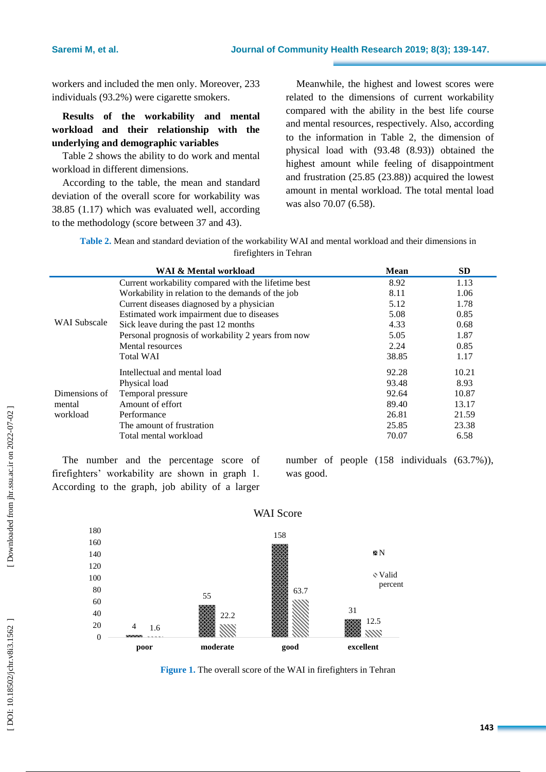workers and included the men only. Moreover, 233 individuals (93.2%) were cigarette smokers.

**Results of the workability and mental workload and their relationship with the underlying and demographic variables**

Table 2 shows the ability to do work and mental workload in different dimensions.

According to the table, the mean and standard deviation of the overall score for workability was 38.85 (1.17) which was evaluated well, according to the methodology (score between 37 and 43).

Meanwhile, the highest and lowest scores were related to the dimensions of current workability compared with the ability in the best life course and mental resources, respectively. Also, according to the information in Table 2, the dimension of physical load with (93.48 (8.93)) obtained the highest amount while feeling of disappointment and frustration (25.85 (23.88)) acquired the lowest amount in mental workload. The total mental load was also 70.07 (6.58).

**Table 2.** Mean and standard deviation of the workability WAI and mental workload and their dimensions in firefighters in Tehran

| WAI & Mental workload | | Mean | SD |
|---|---|---|---|
| WAI Subscale | Current workability compared with the lifetime best | 8.92 | 1.13 |
| | Workability in relation to the demands of the job | 8.11 | 1.06 |
| | Current diseases diagnosed by a physician | 5.12 | 1.78 |
| | Estimated work impairment due to diseases | 5.08 | 0.85 |
| | Sick leave during the past 12 months | 4.33 | 0.68 |
| | Personal prognosis of workability 2 years from now | 5.05 | 1.87 |
| | Mental resources | 2.24 | 0.85 |
| | Total WAI | 38.85 | 1.17 |
| Dimensions of mental workload | Intellectual and mental load | 92.28 | 10.21 |
| | Physical load | 93.48 | 8.93 |
| | Temporal pressure | 92.64 | 10.87 |
| | Amount of effort | 89.40 | 13.17 |
| | Performance | 26.81 | 21.59 |
| | The amount of frustration | 25.85 | 23.38 |
| | Total mental workload | 70.07 | 6.58 |

The number and the percentage score of firefighters' workability are shown in graph 1. According to the graph, job ability of a larger number of people (158 individuals (63.7%)), was good.

**Figure 1.** The overall score of the WAI in firefighters in Tehran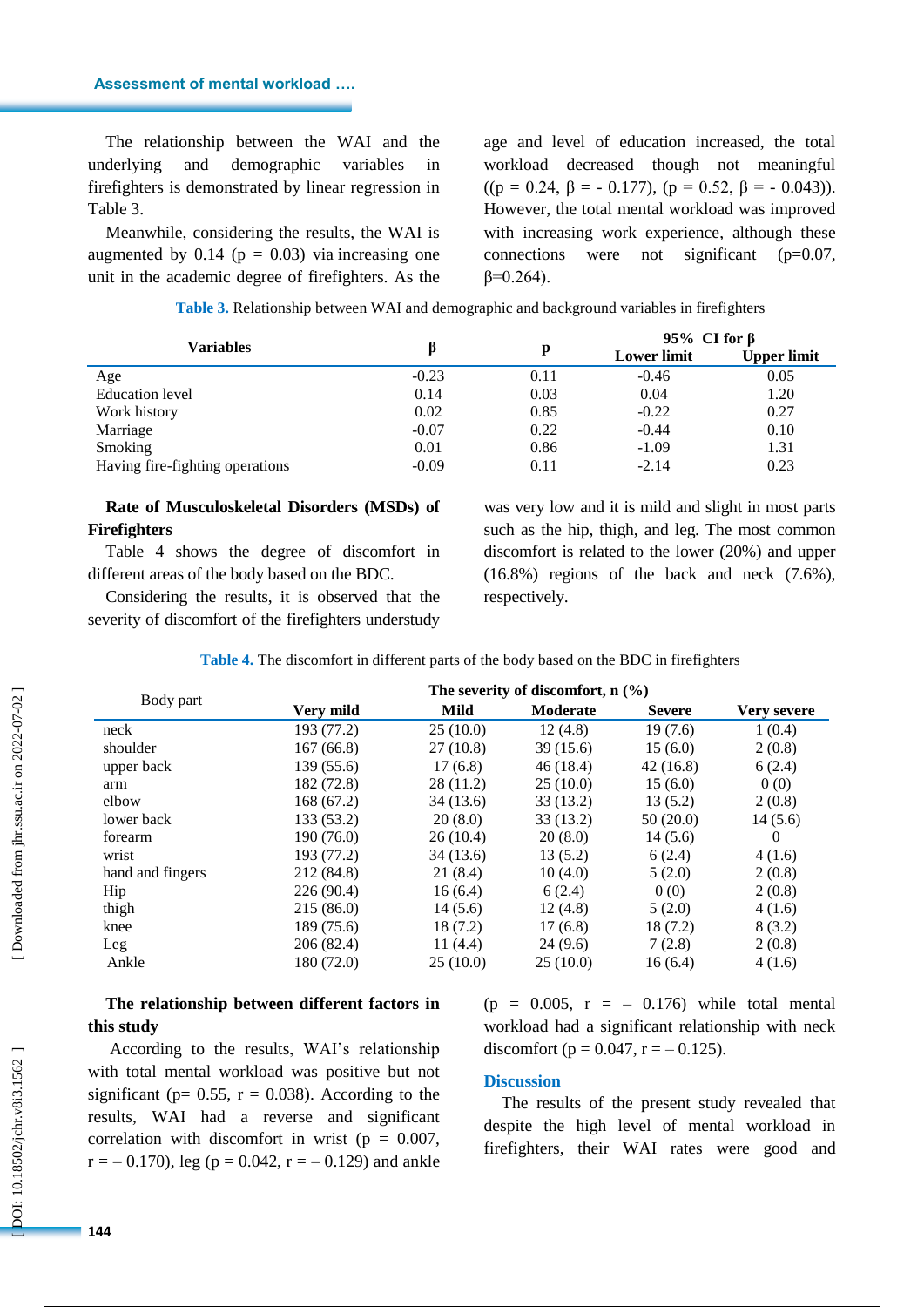The relationship between the WAI and the underlying and demographic variables in firefighters is demonstrated by linear regression in Table 3.

Meanwhile, considering the results, the WAI is augmented by 0.14 ($p = 0.03$) via increasing one unit in the academic degree of firefighters. As the age and level of education increased, the total workload decreased though not meaningful (($p = 0.24$, $\beta = -0.177$), ($p = 0.52$, $\beta = -0.043$)). However, the total mental workload was improved with increasing work experience, although these connections were not significant ($p=0.07$, $\beta=0.264$).

**Table 3.** Relationship between WAI and demographic and background variables in firefighters

| Variables | β | p | 95% CI for β | |
|---|---|---|---|---|
| | | | Lower limit | Upper limit |
| Age | -0.23 | 0.11 | -0.46 | 0.05 |
| Education level | 0.14 | 0.03 | 0.04 | 1.20 |
| Work history | 0.02 | 0.85 | -0.22 | 0.27 |
| Marriage | -0.07 | 0.22 | -0.44 | 0.10 |
| Smoking | 0.01 | 0.86 | -1.09 | 1.31 |
| Having fire-fighting operations | -0.09 | 0.11 | -2.14 | 0.23 |

**Rate of Musculoskeletal Disorders (MSDs) of Firefighters**

Table 4 shows the degree of discomfort in different areas of the body based on the BDC.

Considering the results, it is observed that the severity of discomfort of the firefighters understudy was very low and it is mild and slight in most parts such as the hip, thigh, and leg. The most common discomfort is related to the lower (20%) and upper (16.8%) regions of the back and neck (7.6%), respectively.

**Table 4.** The discomfort in different parts of the body based on the BDC in firefighters

| Body part | The severity of discomfort, n (%) | | | | |
|---|---|---|---|---|---|
| | Very mild | Mild | Moderate | Severe | Very severe |
| neck | 193 (77.2) | 25 (10.0) | 12 (4.8) | 19 (7.6) | 1 (0.4) |
| shoulder | 167 (66.8) | 27 (10.8) | 39 (15.6) | 15 (6.0) | 2 (0.8) |
| upper back | 139 (55.6) | 17 (6.8) | 46 (18.4) | 42 (16.8) | 6 (2.4) |
| arm | 182 (72.8) | 28 (11.2) | 25 (10.0) | 15 (6.0) | 0 (0) |
| elbow | 168 (67.2) | 34 (13.6) | 33 (13.2) | 13 (5.2) | 2 (0.8) |
| lower back | 133 (53.2) | 20 (8.0) | 33 (13.2) | 50 (20.0) | 14 (5.6) |
| forearm | 190 (76.0) | 26 (10.4) | 20 (8.0) | 14 (5.6) | 0 |
| wrist | 193 (77.2) | 34 (13.6) | 13 (5.2) | 6 (2.4) | 4 (1.6) |
| hand and fingers | 212 (84.8) | 21 (8.4) | 10 (4.0) | 5 (2.0) | 2 (0.8) |
| Hip | 226 (90.4) | 16 (6.4) | 6 (2.4) | 0 (0) | 2 (0.8) |
| thigh | 215 (86.0) | 14 (5.6) | 12 (4.8) | 5 (2.0) | 4 (1.6) |
| knee | 189 (75.6) | 18 (7.2) | 17 (6.8) | 18 (7.2) | 8 (3.2) |
| Leg | 206 (82.4) | 11 (4.4) | 24 (9.6) | 7 (2.8) | 2 (0.8) |
| Ankle | 180 (72.0) | 25 (10.0) | 25 (10.0) | 16 (6.4) | 4 (1.6) |

**The relationship between different factors in this study**

According to the results, WAI's relationship with total mental workload was positive but not significant ($p= 0.55$, $r = 0.038$). According to the results, WAI had a reverse and significant correlation with discomfort in wrist ($p = 0.007$, $r = -0.170$), leg ($p = 0.042$, $r = -0.129$) and ankle ($p = 0.005$, $r = -0.176$) while total mental workload had a significant relationship with neck discomfort ($p = 0.047$, $r = -0.125$).

## Discussion

The results of the present study revealed that despite the high level of mental workload in firefighters, their WAI rates were good and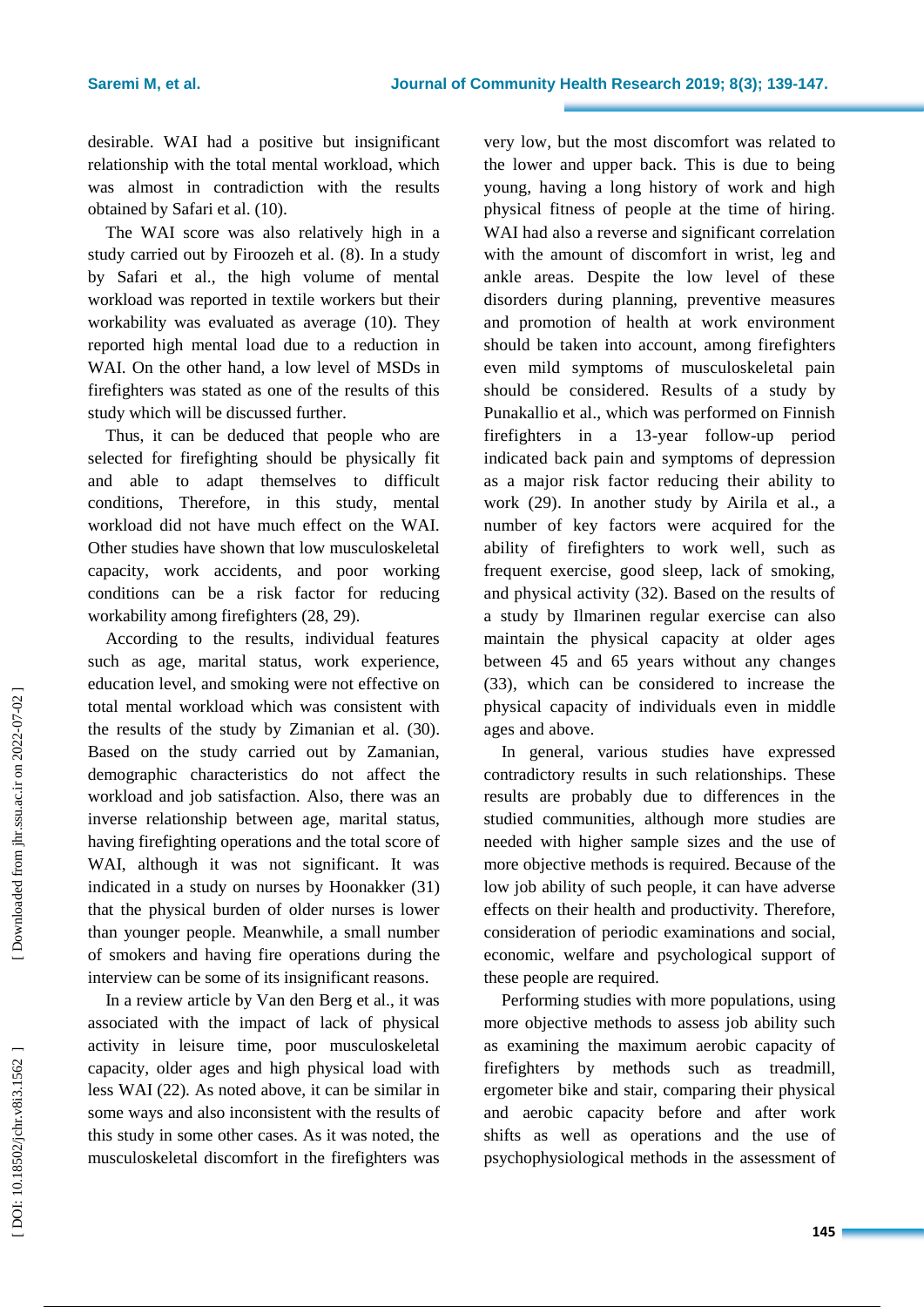desirable. WAI had a positive but insignificant relationship with the total mental workload, which was almost in contradiction with the results obtained by Safari et al. (10).

The WAI score was also relatively high in a study carried out by Firoozeh et al. (8). In a study by Safari et al., the high volume of mental workload was reported in textile workers but their workability was evaluated as average (10). They reported high mental load due to a reduction in WAI. On the other hand, a low level of MSDs in firefighters was stated as one of the results of this study which will be discussed further.

Thus, it can be deduced that people who are selected for firefighting should be physically fit and able to adapt themselves to difficult conditions, Therefore, in this study, mental workload did not have much effect on the WAI. Other studies have shown that low musculoskeletal capacity, work accidents, and poor working conditions can be a risk factor for reducing workability among firefighters (28, 29).

According to the results, individual features such as age, marital status, work experience, education level, and smoking were not effective on total mental workload which was consistent with the results of the study by Zimanian et al. (30). Based on the study carried out by Zamanian, demographic characteristics do not affect the workload and job satisfaction. Also, there was an inverse relationship between age, marital status, having firefighting operations and the total score of WAI, although it was not significant. It was indicated in a study on nurses by Hoonakker (31) that the physical burden of older nurses is lower than younger people. Meanwhile, a small number of smokers and having fire operations during the interview can be some of its insignificant reasons.

In a review article by Van den Berg et al., it was associated with the impact of lack of physical activity in leisure time, poor musculoskeletal capacity, older ages and high physical load with less WAI (22). As noted above, it can be similar in some ways and also inconsistent with the results of this study in some other cases. As it was noted, the musculoskeletal discomfort in the firefighters was very low, but the most discomfort was related to the lower and upper back. This is due to being young, having a long history of work and high physical fitness of people at the time of hiring. WAI had also a reverse and significant correlation with the amount of discomfort in wrist, leg and ankle areas. Despite the low level of these disorders during planning, preventive measures and promotion of health at work environment should be taken into account, among firefighters even mild symptoms of musculoskeletal pain should be considered. Results of a study by Punakallio et al., which was performed on Finnish firefighters in a 13-year follow-up period indicated back pain and symptoms of depression as a major risk factor reducing their ability to work (29). In another study by Airila et al., a number of key factors were acquired for the ability of firefighters to work well, such as frequent exercise, good sleep, lack of smoking, and physical activity (32). Based on the results of a study by Ilmarinen regular exercise can also maintain the physical capacity at older ages between 45 and 65 years without any changes (33), which can be considered to increase the physical capacity of individuals even in middle ages and above.

In general, various studies have expressed contradictory results in such relationships. These results are probably due to differences in the studied communities, although more studies are needed with higher sample sizes and the use of more objective methods is required. Because of the low job ability of such people, it can have adverse effects on their health and productivity. Therefore, consideration of periodic examinations and social, economic, welfare and psychological support of these people are required.

Performing studies with more populations, using more objective methods to assess job ability such as examining the maximum aerobic capacity of firefighters by methods such as treadmill, ergometer bike and stair, comparing their physical and aerobic capacity before and after work shifts as well as operations and the use of psychophysiological methods in the assessment of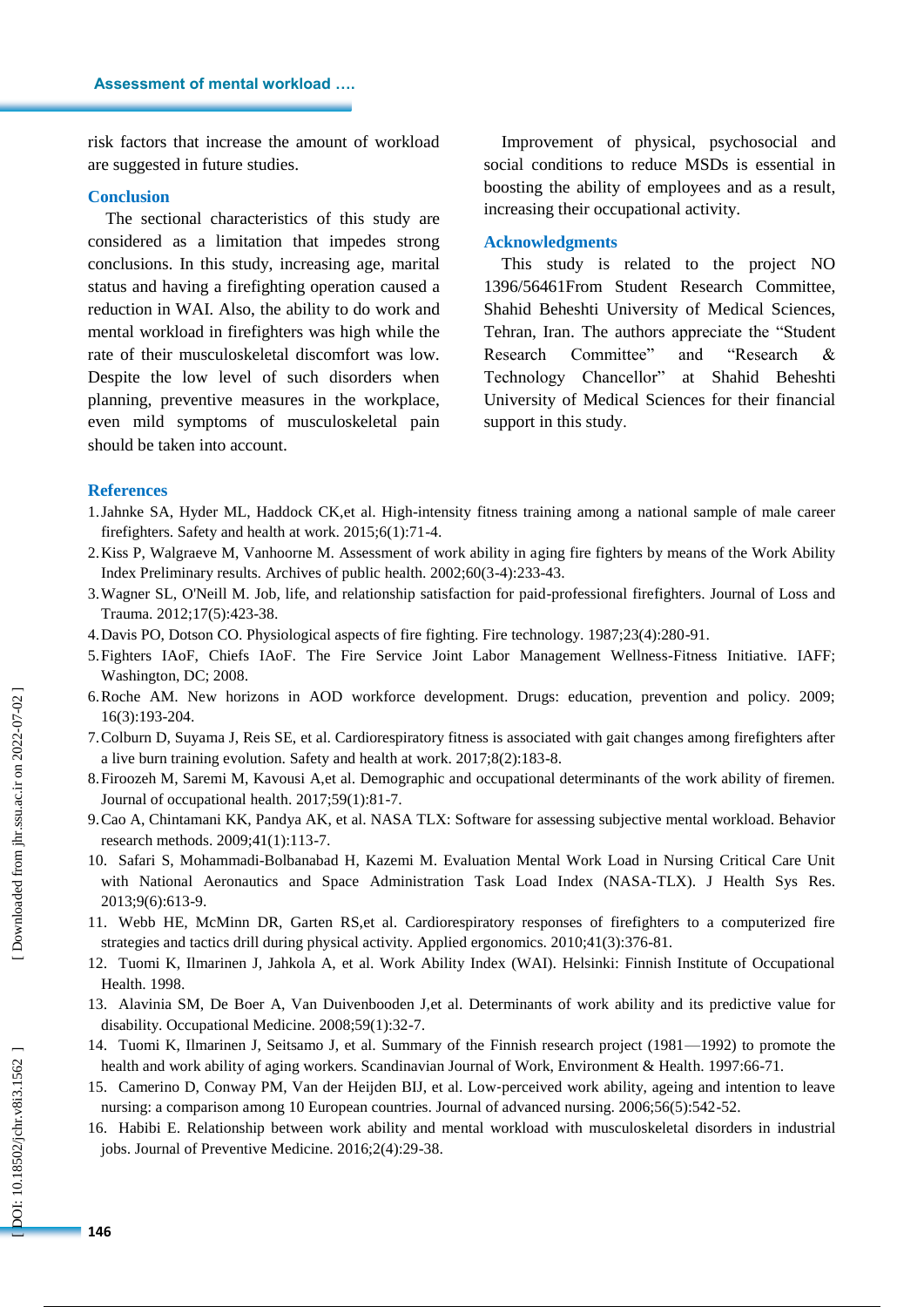risk factors that increase the amount of workload are suggested in future studies.

## Conclusion

The sectional characteristics of this study are considered as a limitation that impedes strong conclusions. In this study, increasing age, marital status and having a firefighting operation caused a reduction in WAI. Also, the ability to do work and mental workload in firefighters was high while the rate of their musculoskeletal discomfort was low. Despite the low level of such disorders when planning, preventive measures in the workplace, even mild symptoms of musculoskeletal pain should be taken into account.

Improvement of physical, psychosocial and social conditions to reduce MSDs is essential in boosting the ability of employees and as a result, increasing their occupational activity.

## Acknowledgments

This study is related to the project NO 1396/56461From Student Research Committee, Shahid Beheshti University of Medical Sciences, Tehran, Iran. The authors appreciate the "Student Research Committee" and "Research & Technology Chancellor" at Shahid Beheshti University of Medical Sciences for their financial support in this study.

## References

1. Jahnke SA, Hyder ML, Haddock CK,et al. High-intensity fitness training among a national sample of male career firefighters. Safety and health at work. 2015;6(1):71-4.
2. Kiss P, Walgraeve M, Vanhoorne M. Assessment of work ability in aging fire fighters by means of the Work Ability Index Preliminary results. Archives of public health. 2002;60(3-4):233-43.
3. Wagner SL, O'Neill M. Job, life, and relationship satisfaction for paid-professional firefighters. Journal of Loss and Trauma. 2012;17(5):423-38.
4. Davis PO, Dotson CO. Physiological aspects of fire fighting. Fire technology. 1987;23(4):280-91.
5. Fighters IAoF, Chiefs IAoF. The Fire Service Joint Labor Management Wellness-Fitness Initiative. IAFF; Washington, DC; 2008.
6. Roche AM. New horizons in AOD workforce development. Drugs: education, prevention and policy. 2009; 16(3):193-204.
7. Colburn D, Suyama J, Reis SE, et al. Cardiorespiratory fitness is associated with gait changes among firefighters after a live burn training evolution. Safety and health at work. 2017;8(2):183-8.
8. Firoozeh M, Saremi M, Kavousi A,et al. Demographic and occupational determinants of the work ability of firemen. Journal of occupational health. 2017;59(1):81-7.
9. Cao A, Chintamani KK, Pandya AK, et al. NASA TLX: Software for assessing subjective mental workload. Behavior research methods. 2009;41(1):113-7.
10. Safari S, Mohammadi-Bolbanabad H, Kazemi M. Evaluation Mental Work Load in Nursing Critical Care Unit with National Aeronautics and Space Administration Task Load Index (NASA-TLX). J Health Sys Res. 2013;9(6):613-9.
11. Webb HE, McMinn DR, Garten RS,et al. Cardiorespiratory responses of firefighters to a computerized fire strategies and tactics drill during physical activity. Applied ergonomics. 2010;41(3):376-81.
12. Tuomi K, Ilmarinen J, Jahkola A, et al. Work Ability Index (WAI). Helsinki: Finnish Institute of Occupational Health. 1998.
13. Alavinia SM, De Boer A, Van Duivenbooden J,et al. Determinants of work ability and its predictive value for disability. Occupational Medicine. 2008;59(1):32-7.
14. Tuomi K, Ilmarinen J, Seitsamo J, et al. Summary of the Finnish research project (1981—1992) to promote the health and work ability of aging workers. Scandinavian Journal of Work, Environment & Health. 1997:66-71.
15. Camerino D, Conway PM, Van der Heijden BIJ, et al. Low-perceived work ability, ageing and intention to leave nursing: a comparison among 10 European countries. Journal of advanced nursing. 2006;56(5):542-52.
16. Habibi E. Relationship between work ability and mental workload with musculoskeletal disorders in industrial jobs. Journal of Preventive Medicine. 2016;2(4):29-38.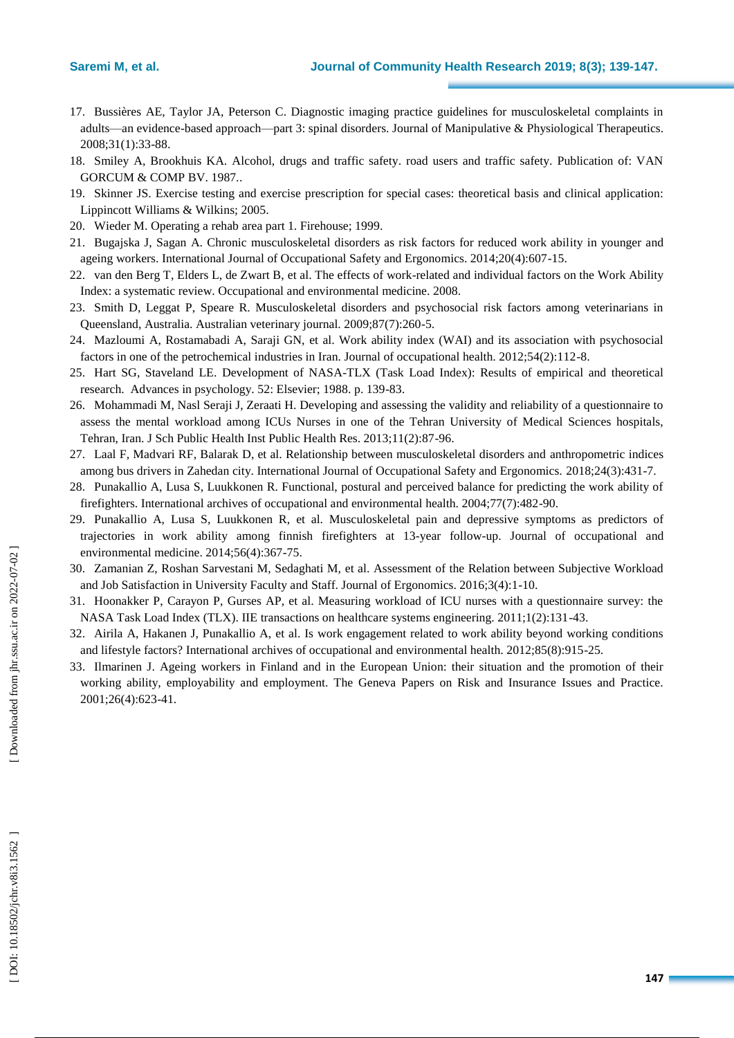17. Bussières AE, Taylor JA, Peterson C. Diagnostic imaging practice guidelines for musculoskeletal complaints in adults—an evidence-based approach—part 3: spinal disorders. Journal of Manipulative & Physiological Therapeutics. 2008;31(1):33-88.
18. Smiley A, Brookhuis KA. Alcohol, drugs and traffic safety. road users and traffic safety. Publication of: VAN GORCUM & COMP BV. 1987..
19. Skinner JS. Exercise testing and exercise prescription for special cases: theoretical basis and clinical application: Lippincott Williams & Wilkins; 2005.
20. Wieder M. Operating a rehab area part 1. Firehouse; 1999.
21. Bugajska J, Sagan A. Chronic musculoskeletal disorders as risk factors for reduced work ability in younger and ageing workers. International Journal of Occupational Safety and Ergonomics. 2014;20(4):607-15.
22. van den Berg T, Elders L, de Zwart B, et al. The effects of work-related and individual factors on the Work Ability Index: a systematic review. Occupational and environmental medicine. 2008.
23. Smith D, Leggat P, Speare R. Musculoskeletal disorders and psychosocial risk factors among veterinarians in Queensland, Australia. Australian veterinary journal. 2009;87(7):260-5.
24. Mazloumi A, Rostamabadi A, Saraji GN, et al. Work ability index (WAI) and its association with psychosocial factors in one of the petrochemical industries in Iran. Journal of occupational health. 2012;54(2):112-8.
25. Hart SG, Staveland LE. Development of NASA-TLX (Task Load Index): Results of empirical and theoretical research. Advances in psychology. 52: Elsevier; 1988. p. 139-83.
26. Mohammadi M, Nasl Seraji J, Zeraati H. Developing and assessing the validity and reliability of a questionnaire to assess the mental workload among ICUs Nurses in one of the Tehran University of Medical Sciences hospitals, Tehran, Iran. J Sch Public Health Inst Public Health Res. 2013;11(2):87-96.
27. Laal F, Madvari RF, Balarak D, et al. Relationship between musculoskeletal disorders and anthropometric indices among bus drivers in Zahedan city. International Journal of Occupational Safety and Ergonomics. 2018;24(3):431-7.
28. Punakallio A, Lusa S, Luukkonen R. Functional, postural and perceived balance for predicting the work ability of firefighters. International archives of occupational and environmental health. 2004;77(7):482-90.
29. Punakallio A, Lusa S, Luukkonen R, et al. Musculoskeletal pain and depressive symptoms as predictors of trajectories in work ability among finnish firefighters at 13-year follow-up. Journal of occupational and environmental medicine. 2014;56(4):367-75.
30. Zamanian Z, Roshan Sarvestani M, Sedaghati M, et al. Assessment of the Relation between Subjective Workload and Job Satisfaction in University Faculty and Staff. Journal of Ergonomics. 2016;3(4):1-10.
31. Hoonakker P, Carayon P, Gurses AP, et al. Measuring workload of ICU nurses with a questionnaire survey: the NASA Task Load Index (TLX). IIE transactions on healthcare systems engineering. 2011;1(2):131-43.
32. Airila A, Hakanen J, Punakallio A, et al. Is work engagement related to work ability beyond working conditions and lifestyle factors? International archives of occupational and environmental health. 2012;85(8):915-25.
33. Ilmarinen J. Ageing workers in Finland and in the European Union: their situation and the promotion of their working ability, employability and employment. The Geneva Papers on Risk and Insurance Issues and Practice. 2001;26(4):623-41.